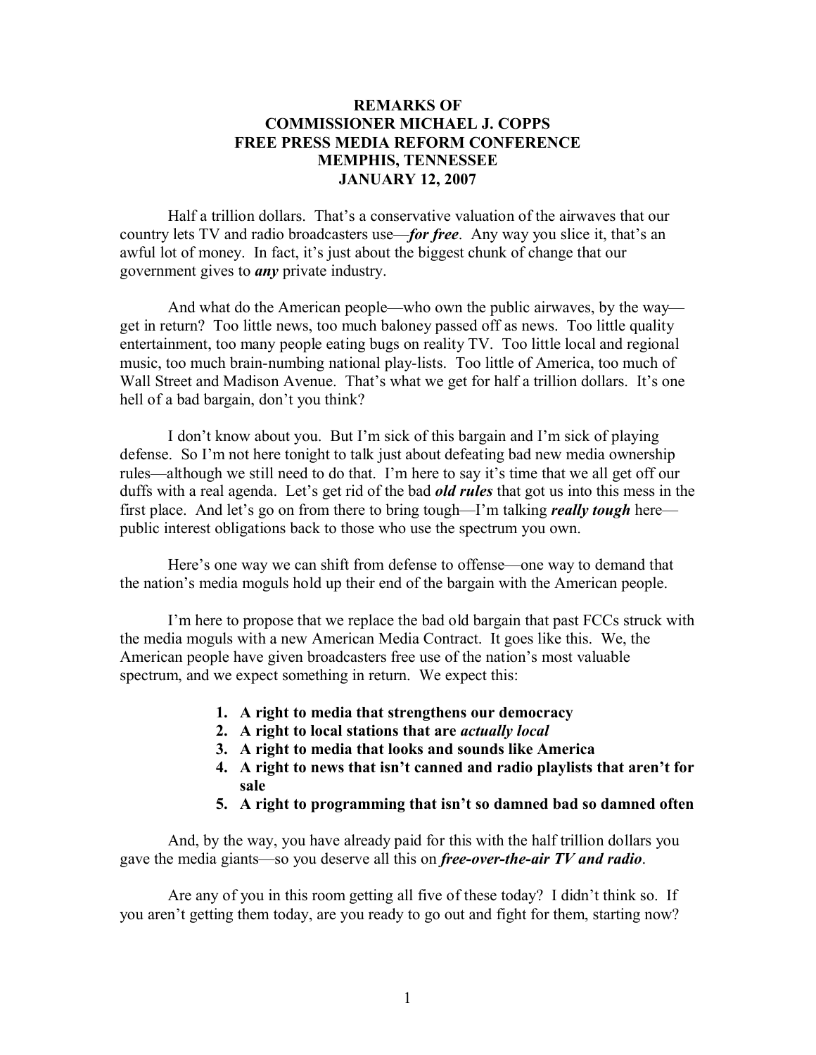# REMARKS OF
# COMMISSIONER MICHAEL J. COPPS
# FREE PRESS MEDIA REFORM CONFERENCE
# MEMPHIS, TENNESSEE
# JANUARY 12, 2007

Half a trillion dollars. That's a conservative valuation of the airwaves that our country lets TV and radio broadcasters use—***for free***. Any way you slice it, that's an awful lot of money. In fact, it's just about the biggest chunk of change that our government gives to ***any*** private industry.

And what do the American people—who own the public airwaves, by the way—get in return? Too little news, too much baloney passed off as news. Too little quality entertainment, too many people eating bugs on reality TV. Too little local and regional music, too much brain-numbing national play-lists. Too little of America, too much of Wall Street and Madison Avenue. That's what we get for half a trillion dollars. It's one hell of a bad bargain, don't you think?

I don't know about you. But I'm sick of this bargain and I'm sick of playing defense. So I'm not here tonight to talk just about defeating bad new media ownership rules—although we still need to do that. I'm here to say it's time that we all get off our duffs with a real agenda. Let's get rid of the bad ***old rules*** that got us into this mess in the first place. And let's go on from there to bring tough—I'm talking ***really tough*** here—public interest obligations back to those who use the spectrum you own.

Here's one way we can shift from defense to offense—one way to demand that the nation's media moguls hold up their end of the bargain with the American people.

I'm here to propose that we replace the bad old bargain that past FCCs struck with the media moguls with a new American Media Contract. It goes like this. We, the American people have given broadcasters free use of the nation's most valuable spectrum, and we expect something in return. We expect this:

1. **A right to media that strengthens our democracy**
2. **A right to local stations that are *actually local***
3. **A right to media that looks and sounds like America**
4. **A right to news that isn't canned and radio playlists that aren't for sale**
5. **A right to programming that isn't so damned bad so damned often**

And, by the way, you have already paid for this with the half trillion dollars you gave the media giants—so you deserve all this on ***free-over-the-air TV and radio***.

Are any of you in this room getting all five of these today? I didn't think so. If you aren't getting them today, are you ready to go out and fight for them, starting now?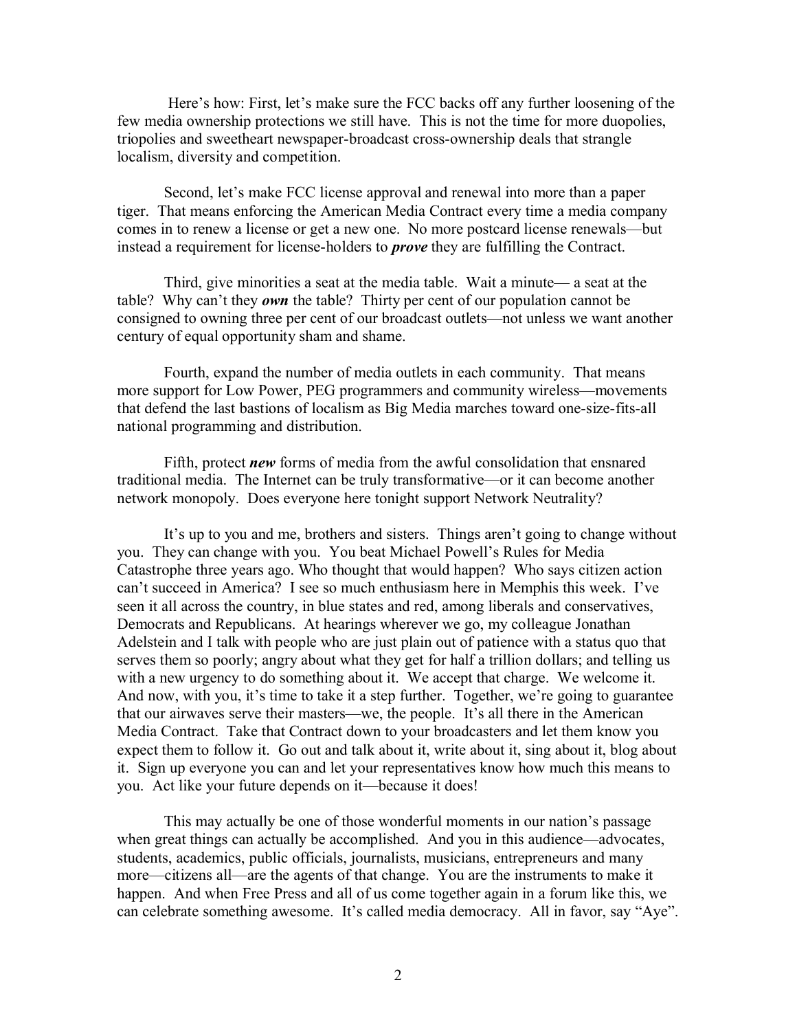Here's how: First, let's make sure the FCC backs off any further loosening of the few media ownership protections we still have. This is not the time for more duopolies, triopolies and sweetheart newspaper-broadcast cross-ownership deals that strangle localism, diversity and competition.

Second, let's make FCC license approval and renewal into more than a paper tiger. That means enforcing the American Media Contract every time a media company comes in to renew a license or get a new one. No more postcard license renewals—but instead a requirement for license-holders to ***prove*** they are fulfilling the Contract.

Third, give minorities a seat at the media table. Wait a minute— a seat at the table? Why can't they ***own*** the table? Thirty per cent of our population cannot be consigned to owning three per cent of our broadcast outlets—not unless we want another century of equal opportunity sham and shame.

Fourth, expand the number of media outlets in each community. That means more support for Low Power, PEG programmers and community wireless—movements that defend the last bastions of localism as Big Media marches toward one-size-fits-all national programming and distribution.

Fifth, protect ***new*** forms of media from the awful consolidation that ensnared traditional media. The Internet can be truly transformative—or it can become another network monopoly. Does everyone here tonight support Network Neutrality?

It's up to you and me, brothers and sisters. Things aren't going to change without you. They can change with you. You beat Michael Powell's Rules for Media Catastrophe three years ago. Who thought that would happen? Who says citizen action can't succeed in America? I see so much enthusiasm here in Memphis this week. I've seen it all across the country, in blue states and red, among liberals and conservatives, Democrats and Republicans. At hearings wherever we go, my colleague Jonathan Adelstein and I talk with people who are just plain out of patience with a status quo that serves them so poorly; angry about what they get for half a trillion dollars; and telling us with a new urgency to do something about it. We accept that charge. We welcome it. And now, with you, it's time to take it a step further. Together, we're going to guarantee that our airwaves serve their masters—we, the people. It's all there in the American Media Contract. Take that Contract down to your broadcasters and let them know you expect them to follow it. Go out and talk about it, write about it, sing about it, blog about it. Sign up everyone you can and let your representatives know how much this means to you. Act like your future depends on it—because it does!

This may actually be one of those wonderful moments in our nation's passage when great things can actually be accomplished. And you in this audience—advocates, students, academics, public officials, journalists, musicians, entrepreneurs and many more—citizens all—are the agents of that change. You are the instruments to make it happen. And when Free Press and all of us come together again in a forum like this, we can celebrate something awesome. It's called media democracy. All in favor, say "Aye".